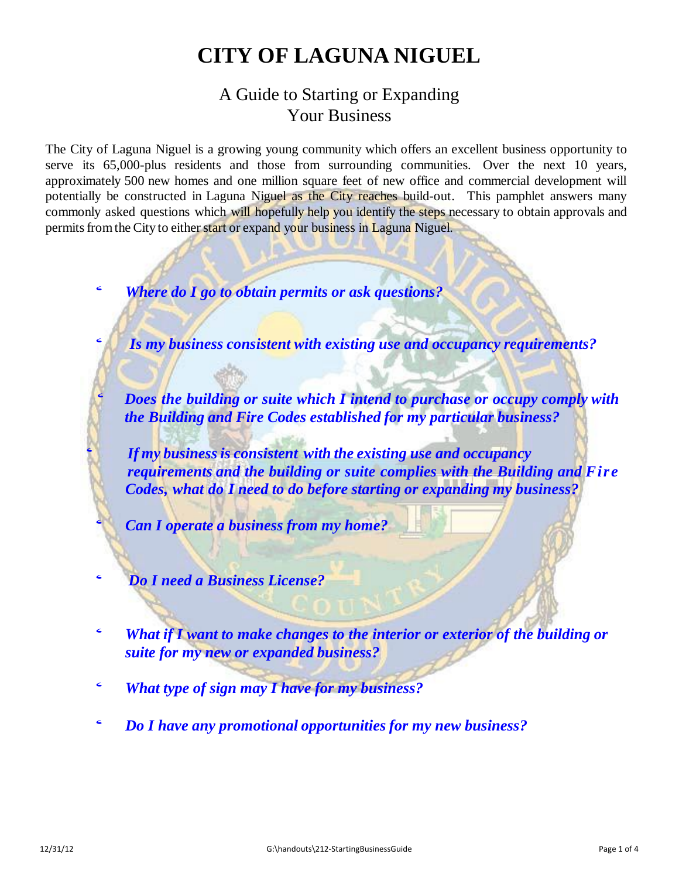# CITY OF LAGUNA NIGUEL

## A Guide to Starting or Expanding Your Business

The City of Laguna Niguel is a growing young community which offers an excellent business opportunity to serve its 65,000-plus residents and those from surrounding communities. Over the next 10 years, approximately 500 new homes and one million square feet of new office and commercial development will potentially be constructed in Laguna Niguel as the City reaches build-out. This pamphlet answers many commonly asked questions which will hopefully help you identify the steps necessary to obtain approvals and permits from the City to either start or expand your business in Laguna Niguel.

- ***Where do I go to obtain permits or ask questions?***
- ***Is my business consistent with existing use and occupancy requirements?***
- ***Does the building or suite which I intend to purchase or occupy comply with the Building and Fire Codes established for my particular business?***
- ***If my business is consistent with the existing use and occupancy requirements and the building or suite complies with the Building and Fire Codes, what do I need to do before starting or expanding my business?***
- ***Can I operate a business from my home?***
- ***Do I need a Business License?***
- ***What if I want to make changes to the interior or exterior of the building or suite for my new or expanded business?***
- ***What type of sign may I have for my business?***
- ***Do I have any promotional opportunities for my new business?***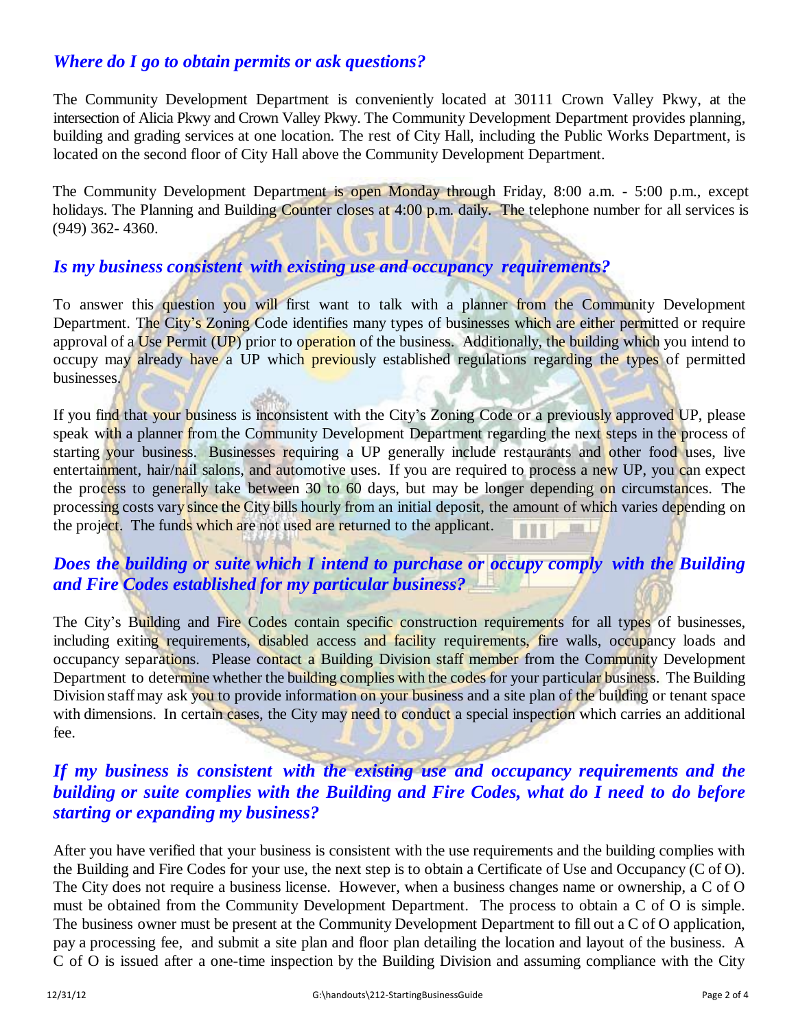### *Where do I go to obtain permits or ask questions?*

The Community Development Department is conveniently located at 30111 Crown Valley Pkwy, at the intersection of Alicia Pkwy and Crown Valley Pkwy. The Community Development Department provides planning, building and grading services at one location. The rest of City Hall, including the Public Works Department, is located on the second floor of City Hall above the Community Development Department.

The Community Development Department is open Monday through Friday, 8:00 a.m. - 5:00 p.m., except holidays. The Planning and Building Counter closes at 4:00 p.m. daily. The telephone number for all services is (949) 362- 4360.

### *Is my business consistent with existing use and occupancy requirements?*

To answer this question you will first want to talk with a planner from the Community Development Department. The City's Zoning Code identifies many types of businesses which are either permitted or require approval of a Use Permit (UP) prior to operation of the business. Additionally, the building which you intend to occupy may already have a UP which previously established regulations regarding the types of permitted businesses.

If you find that your business is inconsistent with the City's Zoning Code or a previously approved UP, please speak with a planner from the Community Development Department regarding the next steps in the process of starting your business. Businesses requiring a UP generally include restaurants and other food uses, live entertainment, hair/nail salons, and automotive uses. If you are required to process a new UP, you can expect the process to generally take between 30 to 60 days, but may be longer depending on circumstances. The processing costs vary since the City bills hourly from an initial deposit, the amount of which varies depending on the project. The funds which are not used are returned to the applicant.

### *Does the building or suite which I intend to purchase or occupy comply with the Building and Fire Codes established for my particular business?*

The City's Building and Fire Codes contain specific construction requirements for all types of businesses, including exiting requirements, disabled access and facility requirements, fire walls, occupancy loads and occupancy separations. Please contact a Building Division staff member from the Community Development Department to determine whether the building complies with the codes for your particular business. The Building Division staff may ask you to provide information on your business and a site plan of the building or tenant space with dimensions. In certain cases, the City may need to conduct a special inspection which carries an additional fee.

### *If my business is consistent with the existing use and occupancy requirements and the building or suite complies with the Building and Fire Codes, what do I need to do before starting or expanding my business?*

After you have verified that your business is consistent with the use requirements and the building complies with the Building and Fire Codes for your use, the next step is to obtain a Certificate of Use and Occupancy (C of O). The City does not require a business license. However, when a business changes name or ownership, a C of O must be obtained from the Community Development Department. The process to obtain a C of O is simple. The business owner must be present at the Community Development Department to fill out a C of O application, pay a processing fee, and submit a site plan and floor plan detailing the location and layout of the business. A C of O is issued after a one-time inspection by the Building Division and assuming compliance with the City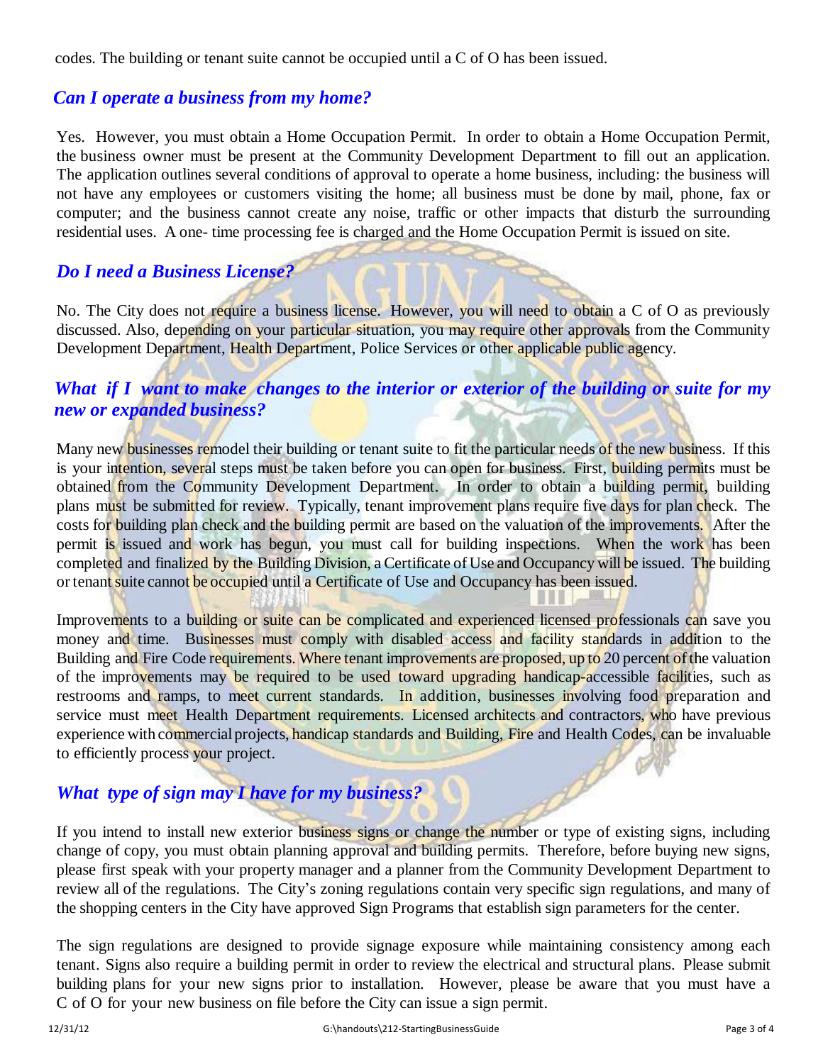codes. The building or tenant suite cannot be occupied until a C of O has been issued.

## *Can I operate a business from my home?*

Yes. However, you must obtain a Home Occupation Permit. In order to obtain a Home Occupation Permit, the business owner must be present at the Community Development Department to fill out an application. The application outlines several conditions of approval to operate a home business, including: the business will not have any employees or customers visiting the home; all business must be done by mail, phone, fax or computer; and the business cannot create any noise, traffic or other impacts that disturb the surrounding residential uses. A one- time processing fee is charged and the Home Occupation Permit is issued on site.

## *Do I need a Business License?*

No. The City does not require a business license. However, you will need to obtain a C of O as previously discussed. Also, depending on your particular situation, you may require other approvals from the Community Development Department, Health Department, Police Services or other applicable public agency.

## *What if I want to make changes to the interior or exterior of the building or suite for my new or expanded business?*

Many new businesses remodel their building or tenant suite to fit the particular needs of the new business. If this is your intention, several steps must be taken before you can open for business. First, building permits must be obtained from the Community Development Department. In order to obtain a building permit, building plans must be submitted for review. Typically, tenant improvement plans require five days for plan check. The costs for building plan check and the building permit are based on the valuation of the improvements. After the permit is issued and work has begun, you must call for building inspections. When the work has been completed and finalized by the Building Division, a Certificate of Use and Occupancy will be issued. The building or tenant suite cannot be occupied until a Certificate of Use and Occupancy has been issued.

Improvements to a building or suite can be complicated and experienced licensed professionals can save you money and time. Businesses must comply with disabled access and facility standards in addition to the Building and Fire Code requirements. Where tenant improvements are proposed, up to 20 percent of the valuation of the improvements may be required to be used toward upgrading handicap-accessible facilities, such as restrooms and ramps, to meet current standards. In addition, businesses involving food preparation and service must meet Health Department requirements. Licensed architects and contractors, who have previous experience with commercial projects, handicap standards and Building, Fire and Health Codes, can be invaluable to efficiently process your project.

## *What type of sign may I have for my business?*

If you intend to install new exterior business signs or change the number or type of existing signs, including change of copy, you must obtain planning approval and building permits. Therefore, before buying new signs, please first speak with your property manager and a planner from the Community Development Department to review all of the regulations. The City's zoning regulations contain very specific sign regulations, and many of the shopping centers in the City have approved Sign Programs that establish sign parameters for the center.

The sign regulations are designed to provide signage exposure while maintaining consistency among each tenant. Signs also require a building permit in order to review the electrical and structural plans. Please submit building plans for your new signs prior to installation. However, please be aware that you must have a C of O for your new business on file before the City can issue a sign permit.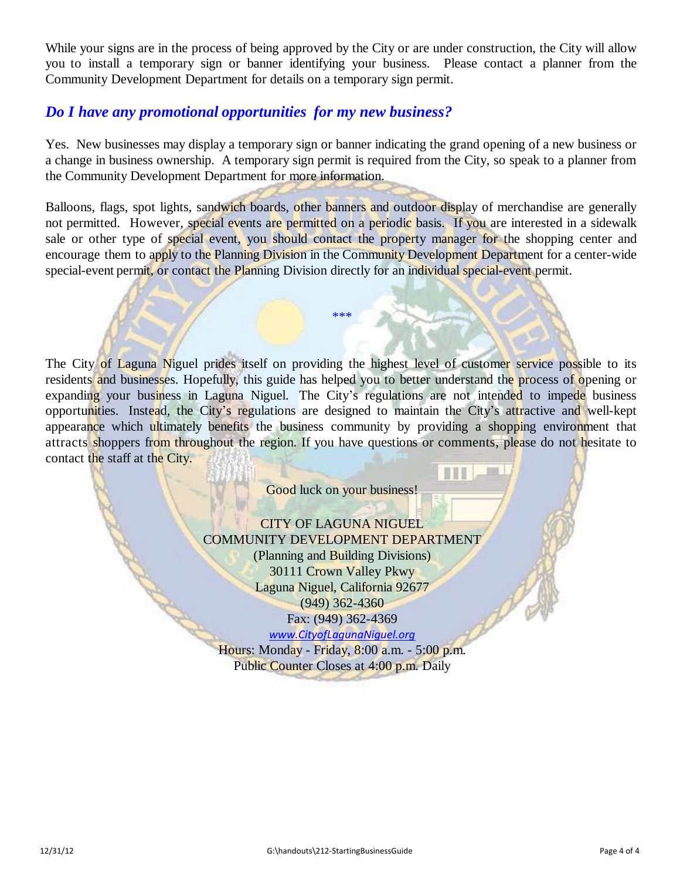While your signs are in the process of being approved by the City or are under construction, the City will allow you to install a temporary sign or banner identifying your business. Please contact a planner from the Community Development Department for details on a temporary sign permit.

## *Do I have any promotional opportunities for my new business?*

Yes. New businesses may display a temporary sign or banner indicating the grand opening of a new business or a change in business ownership. A temporary sign permit is required from the City, so speak to a planner from the Community Development Department for more information.

Balloons, flags, spot lights, sandwich boards, other banners and outdoor display of merchandise are generally not permitted. However, special events are permitted on a periodic basis. If you are interested in a sidewalk sale or other type of special event, you should contact the property manager for the shopping center and encourage them to apply to the Planning Division in the Community Development Department for a center-wide special-event permit, or contact the Planning Division directly for an individual special-event permit.

***

The City of Laguna Niguel prides itself on providing the highest level of customer service possible to its residents and businesses. Hopefully, this guide has helped you to better understand the process of opening or expanding your business in Laguna Niguel. The City's regulations are not intended to impede business opportunities. Instead, the City's regulations are designed to maintain the City's attractive and well-kept appearance which ultimately benefits the business community by providing a shopping environment that attracts shoppers from throughout the region. If you have questions or comments, please do not hesitate to contact the staff at the City.

Good luck on your business!

CITY OF LAGUNA NIGUEL
COMMUNITY DEVELOPMENT DEPARTMENT
(Planning and Building Divisions)
30111 Crown Valley Pkwy
Laguna Niguel, California 92677
(949) 362-4360
Fax: (949) 362-4369
*www.CityofLagunaNiguel.org*
Hours: Monday - Friday, 8:00 a.m. - 5:00 p.m.
Public Counter Closes at 4:00 p.m. Daily